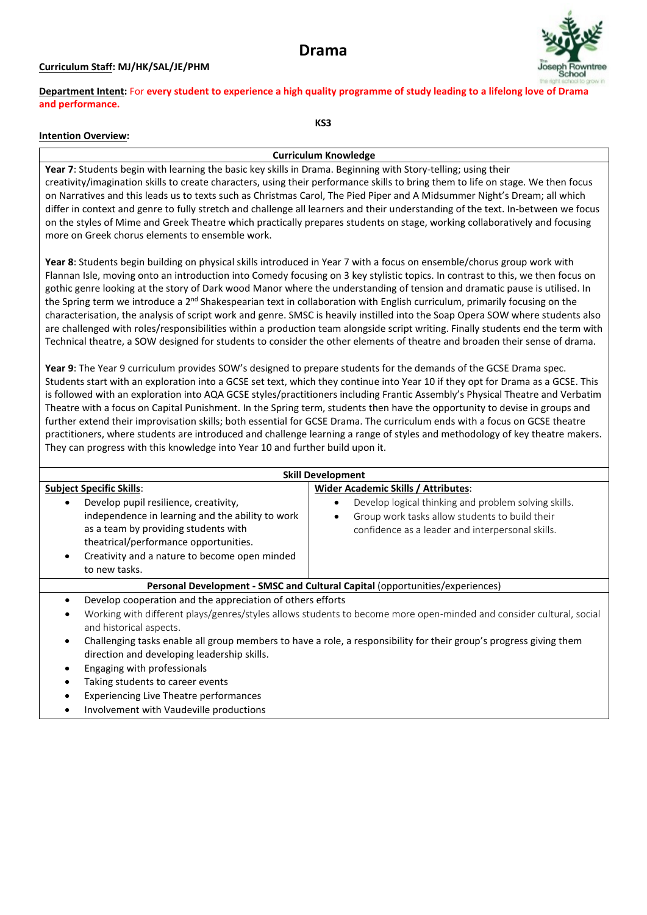# Drama

**Curriculum Staff: MJ/HK/SAL/JE/PHM**

**Department Intent:** For **every student to experience a high quality programme of study leading to a lifelong love of Drama and performance.**

**KS3**

**Intention Overview:**

## Curriculum Knowledge

**Year 7**: Students begin with learning the basic key skills in Drama. Beginning with Story-telling; using their creativity/imagination skills to create characters, using their performance skills to bring them to life on stage. We then focus on Narratives and this leads us to texts such as Christmas Carol, The Pied Piper and A Midsummer Night's Dream; all which differ in context and genre to fully stretch and challenge all learners and their understanding of the text. In-between we focus on the styles of Mime and Greek Theatre which practically prepares students on stage, working collaboratively and focusing more on Greek chorus elements to ensemble work.

**Year 8**: Students begin building on physical skills introduced in Year 7 with a focus on ensemble/chorus group work with Flannan Isle, moving onto an introduction into Comedy focusing on 3 key stylistic topics. In contrast to this, we then focus on gothic genre looking at the story of Dark wood Manor where the understanding of tension and dramatic pause is utilised. In the Spring term we introduce a 2nd Shakespearian text in collaboration with English curriculum, primarily focusing on the characterisation, the analysis of script work and genre. SMSC is heavily instilled into the Soap Opera SOW where students also are challenged with roles/responsibilities within a production team alongside script writing. Finally students end the term with Technical theatre, a SOW designed for students to consider the other elements of theatre and broaden their sense of drama.

**Year 9**: The Year 9 curriculum provides SOW's designed to prepare students for the demands of the GCSE Drama spec. Students start with an exploration into a GCSE set text, which they continue into Year 10 if they opt for Drama as a GCSE. This is followed with an exploration into AQA GCSE styles/practitioners including Frantic Assembly's Physical Theatre and Verbatim Theatre with a focus on Capital Punishment. In the Spring term, students then have the opportunity to devise in groups and further extend their improvisation skills; both essential for GCSE Drama. The curriculum ends with a focus on GCSE theatre practitioners, where students are introduced and challenge learning a range of styles and methodology of key theatre makers. They can progress with this knowledge into Year 10 and further build upon it.

## Skill Development

| **Subject Specific Skills**: | **Wider Academic Skills / Attributes**: |
|---|---|
| • Develop pupil resilience, creativity, independence in learning and the ability to work as a team by providing students with theatrical/performance opportunities.<br>• Creativity and a nature to become open minded to new tasks. | • Develop logical thinking and problem solving skills.<br>• Group work tasks allow students to build their confidence as a leader and interpersonal skills. |

## Personal Development - SMSC and Cultural Capital (opportunities/experiences)

- Develop cooperation and the appreciation of others efforts
- Working with different plays/genres/styles allows students to become more open-minded and consider cultural, social and historical aspects.
- Challenging tasks enable all group members to have a role, a responsibility for their group's progress giving them direction and developing leadership skills.
- Engaging with professionals
- Taking students to career events
- Experiencing Live Theatre performances
- Involvement with Vaudeville productions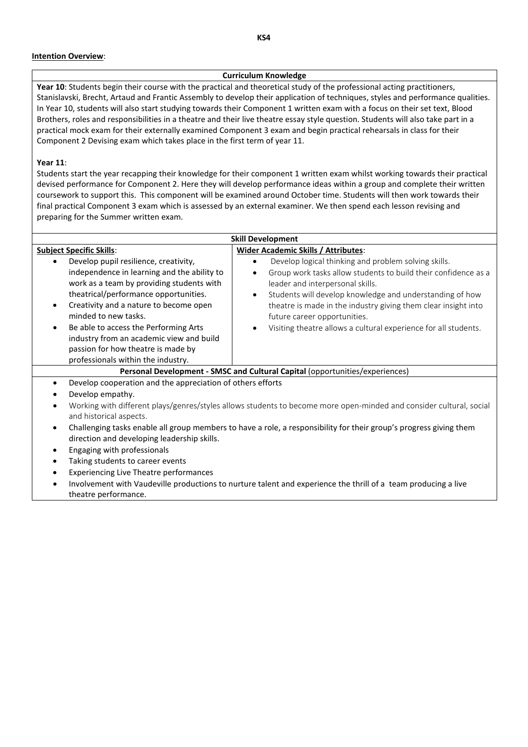**KS4**

**Intention Overview**:

| Curriculum Knowledge |
|---|
| **Year 10**: Students begin their course with the practical and theoretical study of the professional acting practitioners, Stanislavski, Brecht, Artaud and Frantic Assembly to develop their application of techniques, styles and performance qualities. In Year 10, students will also start studying towards their Component 1 written exam with a focus on their set text, Blood Brothers, roles and responsibilities in a theatre and their live theatre essay style question. Students will also take part in a practical mock exam for their externally examined Component 3 exam and begin practical rehearsals in class for their Component 2 Devising exam which takes place in the first term of year 11.<br><br>**Year 11**:<br>Students start the year recapping their knowledge for their component 1 written exam whilst working towards their practical devised performance for Component 2. Here they will develop performance ideas within a group and complete their written coursework to support this. This component will be examined around October time. Students will then work towards their final practical Component 3 exam which is assessed by an external examiner. We then spend each lesson revising and preparing for the Summer written exam. |

| Skill Development | |
|---|---|
| **Subject Specific Skills**:<br>• Develop pupil resilience, creativity, independence in learning and the ability to work as a team by providing students with theatrical/performance opportunities.<br>• Creativity and a nature to become open minded to new tasks.<br>• Be able to access the Performing Arts industry from an academic view and build passion for how theatre is made by professionals within the industry. | **Wider Academic Skills / Attributes**:<br>• Develop logical thinking and problem solving skills.<br>• Group work tasks allow students to build their confidence as a leader and interpersonal skills.<br>• Students will develop knowledge and understanding of how theatre is made in the industry giving them clear insight into future career opportunities.<br>• Visiting theatre allows a cultural experience for all students. |

| **Personal Development - SMSC and Cultural Capital** (opportunities/experiences) |
|---|
| • Develop cooperation and the appreciation of others efforts<br>• Develop empathy.<br>• Working with different plays/genres/styles allows students to become more open-minded and consider cultural, social and historical aspects.<br>• Challenging tasks enable all group members to have a role, a responsibility for their group's progress giving them direction and developing leadership skills.<br>• Engaging with professionals<br>• Taking students to career events<br>• Experiencing Live Theatre performances<br>• Involvement with Vaudeville productions to nurture talent and experience the thrill of a team producing a live theatre performance. |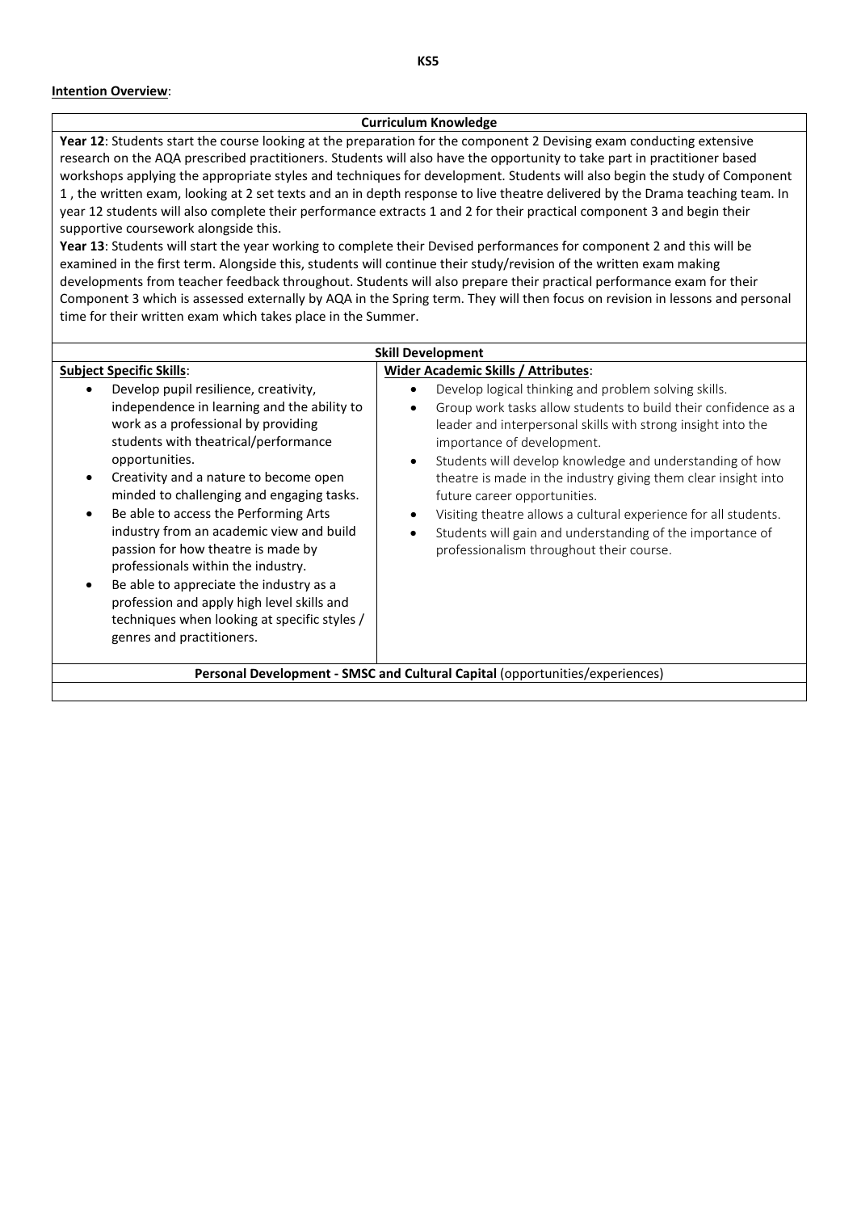**KS5**

**Intention Overview**:

| Curriculum Knowledge |
|---|
| **Year 12**: Students start the course looking at the preparation for the component 2 Devising exam conducting extensive research on the AQA prescribed practitioners. Students will also have the opportunity to take part in practitioner based workshops applying the appropriate styles and techniques for development. Students will also begin the study of Component 1 , the written exam, looking at 2 set texts and an in depth response to live theatre delivered by the Drama teaching team. In year 12 students will also complete their performance extracts 1 and 2 for their practical component 3 and begin their supportive coursework alongside this.<br>**Year 13**: Students will start the year working to complete their Devised performances for component 2 and this will be examined in the first term. Alongside this, students will continue their study/revision of the written exam making developments from teacher feedback throughout. Students will also prepare their practical performance exam for their Component 3 which is assessed externally by AQA in the Spring term. They will then focus on revision in lessons and personal time for their written exam which takes place in the Summer. |

| Skill Development | |
|---|---|
| **Subject Specific Skills**:<br>• Develop pupil resilience, creativity, independence in learning and the ability to work as a professional by providing students with theatrical/performance opportunities.<br>• Creativity and a nature to become open minded to challenging and engaging tasks.<br>• Be able to access the Performing Arts industry from an academic view and build passion for how theatre is made by professionals within the industry.<br>• Be able to appreciate the industry as a profession and apply high level skills and techniques when looking at specific styles / genres and practitioners. | **Wider Academic Skills / Attributes**:<br>• Develop logical thinking and problem solving skills.<br>• Group work tasks allow students to build their confidence as a leader and interpersonal skills with strong insight into the importance of development.<br>• Students will develop knowledge and understanding of how theatre is made in the industry giving them clear insight into future career opportunities.<br>• Visiting theatre allows a cultural experience for all students.<br>• Students will gain and understanding of the importance of professionalism throughout their course. |
| **Personal Development - SMSC and Cultural Capital** (opportunities/experiences) | |
| | |